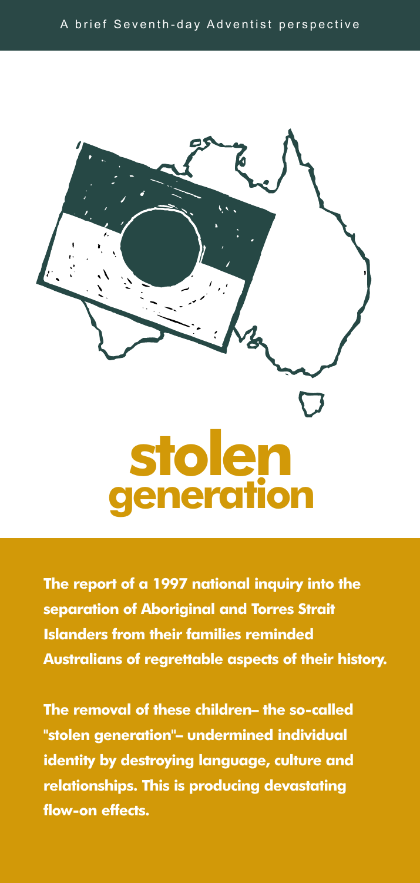A brief Seventh-day Adventist perspective

# stolen generation

**The report of a 1997 national inquiry into the separation of Aboriginal and Torres Strait Islanders from their families reminded Australians of regrettable aspects of their history.**

**The removal of these children– the so-called "stolen generation"– undermined individual identity by destroying language, culture and relationships. This is producing devastating flow-on effects.**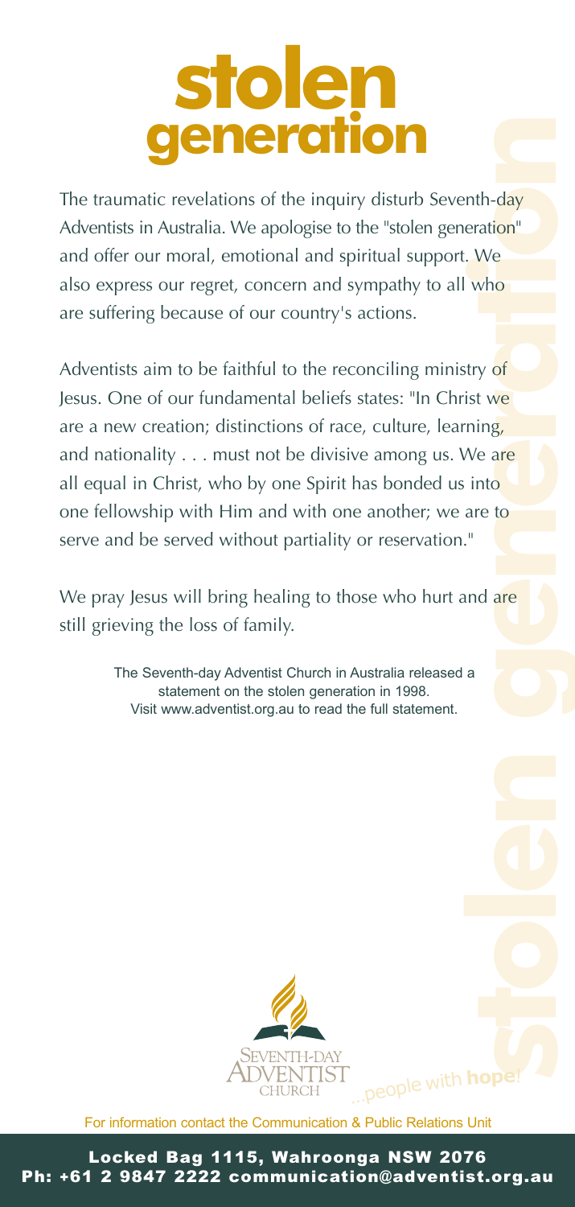# stolen generation

The traumatic revelations of the inquiry disturb Seventh-day Adventists in Australia. We apologise to the "stolen generation" and offer our moral, emotional and spiritual support. We also express our regret, concern and sympathy to all who are suffering because of our country's actions.

Adventists aim to be faithful to the reconciling ministry of Jesus. One of our fundamental beliefs states: "In Christ we are a new creation; distinctions of race, culture, learning, and nationality . . . must not be divisive among us. We are all equal in Christ, who by one Spirit has bonded us into one fellowship with Him and with one another; we are to serve and be served without partiality or reservation."

We pray Jesus will bring healing to those who hurt and are still grieving the loss of family.

The Seventh-day Adventist Church in Australia released a statement on the stolen generation in 1998.
Visit www.adventist.org.au to read the full statement.

Seventh-day Adventist Church

...people with **hope**!

For information contact the Communication & Public Relations Unit

**Locked Bag 1115, Wahroonga NSW 2076**
**Ph: +61 2 9847 2222 communication@adventist.org.au**